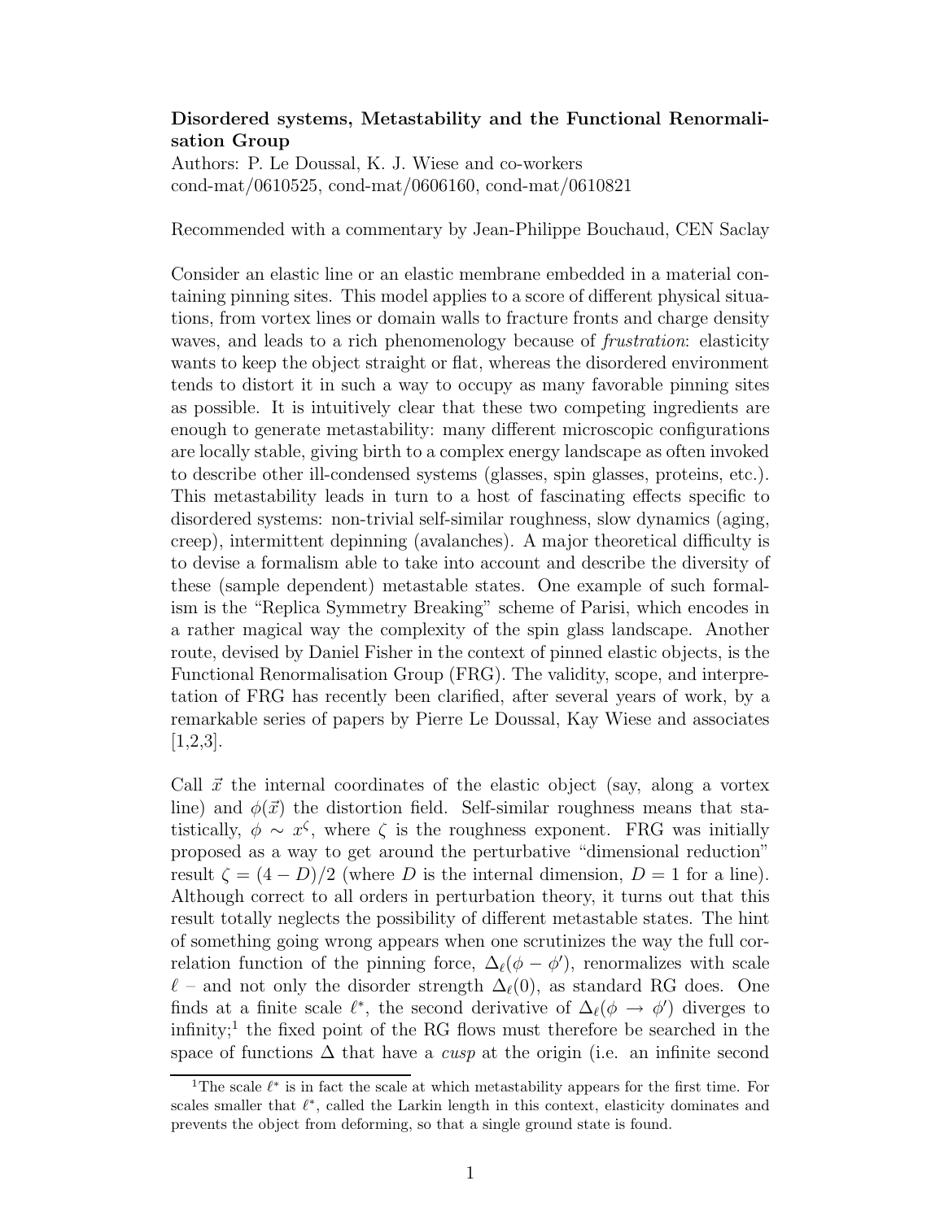**Disordered systems, Metastability and the Functional Renormalisation Group**

Authors: P. Le Doussal, K. J. Wiese and co-workers

cond-mat/0610525, cond-mat/0606160, cond-mat/0610821

Recommended with a commentary by Jean-Philippe Bouchaud, CEN Saclay

Consider an elastic line or an elastic membrane embedded in a material containing pinning sites. This model applies to a score of different physical situations, from vortex lines or domain walls to fracture fronts and charge density waves, and leads to a rich phenomenology because of *frustration*: elasticity wants to keep the object straight or flat, whereas the disordered environment tends to distort it in such a way to occupy as many favorable pinning sites as possible. It is intuitively clear that these two competing ingredients are enough to generate metastability: many different microscopic configurations are locally stable, giving birth to a complex energy landscape as often invoked to describe other ill-condensed systems (glasses, spin glasses, proteins, etc.). This metastability leads in turn to a host of fascinating effects specific to disordered systems: non-trivial self-similar roughness, slow dynamics (aging, creep), intermittent depinning (avalanches). A major theoretical difficulty is to devise a formalism able to take into account and describe the diversity of these (sample dependent) metastable states. One example of such formalism is the "Replica Symmetry Breaking" scheme of Parisi, which encodes in a rather magical way the complexity of the spin glass landscape. Another route, devised by Daniel Fisher in the context of pinned elastic objects, is the Functional Renormalisation Group (FRG). The validity, scope, and interpretation of FRG has recently been clarified, after several years of work, by a remarkable series of papers by Pierre Le Doussal, Kay Wiese and associates [1,2,3].

Call $\vec{x}$ the internal coordinates of the elastic object (say, along a vortex line) and $\phi(\vec{x})$ the distortion field. Self-similar roughness means that statistically, $\phi \sim x^{\zeta}$, where $\zeta$ is the roughness exponent. FRG was initially proposed as a way to get around the perturbative "dimensional reduction" result $\zeta = (4 - D)/2$ (where $D$ is the internal dimension, $D = 1$ for a line). Although correct to all orders in perturbation theory, it turns out that this result totally neglects the possibility of different metastable states. The hint of something going wrong appears when one scrutinizes the way the full correlation function of the pinning force, $\Delta_\ell(\phi - \phi')$, renormalizes with scale $\ell$ – and not only the disorder strength $\Delta_\ell(0)$, as standard RG does. One finds at a finite scale $\ell^*$, the second derivative of $\Delta_\ell(\phi \to \phi')$ diverges to infinity;[1] the fixed point of the RG flows must therefore be searched in the space of functions $\Delta$ that have a *cusp* at the origin (i.e. an infinite second

[1] The scale $\ell^*$ is in fact the scale at which metastability appears for the first time. For scales smaller that $\ell^*$, called the Larkin length in this context, elasticity dominates and prevents the object from deforming, so that a single ground state is found.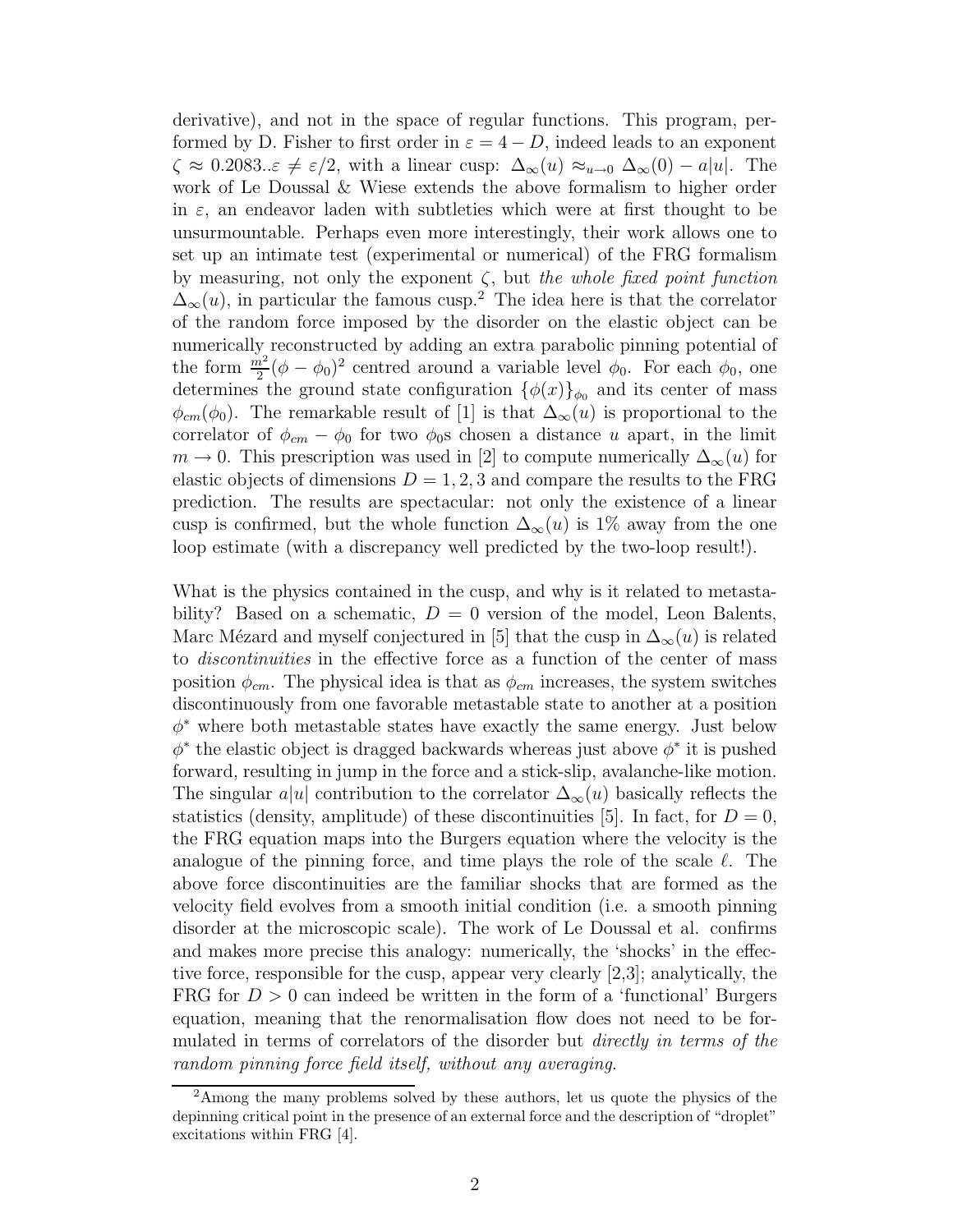derivative), and not in the space of regular functions. This program, performed by D. Fisher to first order in $\varepsilon = 4 - D$, indeed leads to an exponent $\zeta \approx 0.2083..\varepsilon \neq \varepsilon/2$, with a linear cusp: $\Delta_\infty(u) \approx_{u\to 0} \Delta_\infty(0) - a|u|$. The work of Le Doussal & Wiese extends the above formalism to higher order in $\varepsilon$, an endeavor laden with subtleties which were at first thought to be unsurmountable. Perhaps even more interestingly, their work allows one to set up an intimate test (experimental or numerical) of the FRG formalism by measuring, not only the exponent $\zeta$, but *the whole fixed point function* $\Delta_\infty(u)$, in particular the famous cusp.[2] The idea here is that the correlator of the random force imposed by the disorder on the elastic object can be numerically reconstructed by adding an extra parabolic pinning potential of the form $\frac{m^2}{2}(\phi - \phi_0)^2$ centred around a variable level $\phi_0$. For each $\phi_0$, one determines the ground state configuration $\{\phi(x)\}_{\phi_0}$ and its center of mass $\phi_{cm}(\phi_0)$. The remarkable result of [1] is that $\Delta_\infty(u)$ is proportional to the correlator of $\phi_{cm} - \phi_0$ for two $\phi_0$s chosen a distance $u$ apart, in the limit $m \to 0$. This prescription was used in [2] to compute numerically $\Delta_\infty(u)$ for elastic objects of dimensions $D = 1, 2, 3$ and compare the results to the FRG prediction. The results are spectacular: not only the existence of a linear cusp is confirmed, but the whole function $\Delta_\infty(u)$ is 1% away from the one loop estimate (with a discrepancy well predicted by the two-loop result!).

What is the physics contained in the cusp, and why is it related to metastability? Based on a schematic, $D = 0$ version of the model, Leon Balents, Marc Mézard and myself conjectured in [5] that the cusp in $\Delta_\infty(u)$ is related to *discontinuities* in the effective force as a function of the center of mass position $\phi_{cm}$. The physical idea is that as $\phi_{cm}$ increases, the system switches discontinuously from one favorable metastable state to another at a position $\phi^*$ where both metastable states have exactly the same energy. Just below $\phi^*$ the elastic object is dragged backwards whereas just above $\phi^*$ it is pushed forward, resulting in jump in the force and a stick-slip, avalanche-like motion. The singular $a|u|$ contribution to the correlator $\Delta_\infty(u)$ basically reflects the statistics (density, amplitude) of these discontinuities [5]. In fact, for $D = 0$, the FRG equation maps into the Burgers equation where the velocity is the analogue of the pinning force, and time plays the role of the scale $\ell$. The above force discontinuities are the familiar shocks that are formed as the velocity field evolves from a smooth initial condition (i.e. a smooth pinning disorder at the microscopic scale). The work of Le Doussal et al. confirms and makes more precise this analogy: numerically, the 'shocks' in the effective force, responsible for the cusp, appear very clearly [2,3]; analytically, the FRG for $D > 0$ can indeed be written in the form of a 'functional' Burgers equation, meaning that the renormalisation flow does not need to be formulated in terms of correlators of the disorder but *directly in terms of the random pinning force field itself, without any averaging*.

[2] Among the many problems solved by these authors, let us quote the physics of the depinning critical point in the presence of an external force and the description of "droplet" excitations within FRG [4].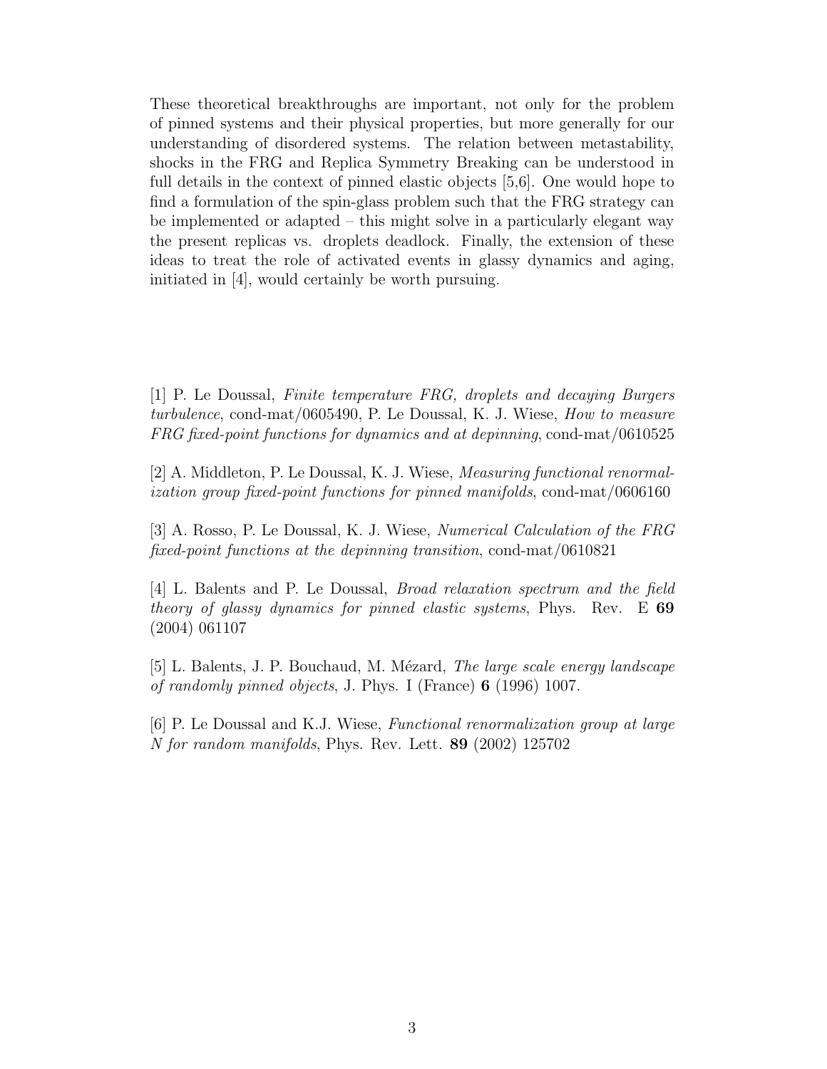These theoretical breakthroughs are important, not only for the problem of pinned systems and their physical properties, but more generally for our understanding of disordered systems. The relation between metastability, shocks in the FRG and Replica Symmetry Breaking can be understood in full details in the context of pinned elastic objects [5,6]. One would hope to find a formulation of the spin-glass problem such that the FRG strategy can be implemented or adapted – this might solve in a particularly elegant way the present replicas vs. droplets deadlock. Finally, the extension of these ideas to treat the role of activated events in glassy dynamics and aging, initiated in [4], would certainly be worth pursuing.

[1] P. Le Doussal, *Finite temperature FRG, droplets and decaying Burgers turbulence*, cond-mat/0605490, P. Le Doussal, K. J. Wiese, *How to measure FRG fixed-point functions for dynamics and at depinning*, cond-mat/0610525

[2] A. Middleton, P. Le Doussal, K. J. Wiese, *Measuring functional renormalization group fixed-point functions for pinned manifolds*, cond-mat/0606160

[3] A. Rosso, P. Le Doussal, K. J. Wiese, *Numerical Calculation of the FRG fixed-point functions at the depinning transition*, cond-mat/0610821

[4] L. Balents and P. Le Doussal, *Broad relaxation spectrum and the field theory of glassy dynamics for pinned elastic systems*, Phys. Rev. E **69** (2004) 061107

[5] L. Balents, J. P. Bouchaud, M. Mézard, *The large scale energy landscape of randomly pinned objects*, J. Phys. I (France) **6** (1996) 1007.

[6] P. Le Doussal and K.J. Wiese, *Functional renormalization group at large N for random manifolds*, Phys. Rev. Lett. **89** (2002) 125702